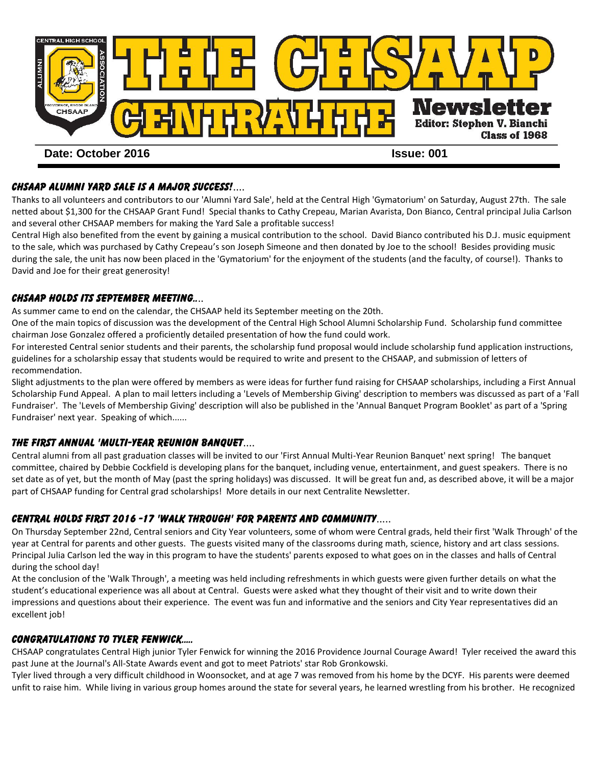# THE CHSAAP CENTRALITE Newsletter

**Editor: Stephen V. Bianchi**
**Class of 1968**

**Date: October 2016** **Issue: 001**

## *CHSAAP ALUMNI YARD SALE IS A MAJOR SUCCESS!*....

Thanks to all volunteers and contributors to our 'Alumni Yard Sale', held at the Central High 'Gymatorium' on Saturday, August 27th. The sale netted about $1,300 for the CHSAAP Grant Fund! Special thanks to Cathy Crepeau, Marian Avarista, Don Bianco, Central principal Julia Carlson and several other CHSAAP members for making the Yard Sale a profitable success!

Central High also benefited from the event by gaining a musical contribution to the school. David Bianco contributed his D.J. music equipment to the sale, which was purchased by Cathy Crepeau's son Joseph Simeone and then donated by Joe to the school! Besides providing music during the sale, the unit has now been placed in the 'Gymatorium' for the enjoyment of the students (and the faculty, of course!). Thanks to David and Joe for their great generosity!

## *CHSAAP HOLDS ITS SEPTEMBER MEETING..*..

As summer came to end on the calendar, the CHSAAP held its September meeting on the 20th.

One of the main topics of discussion was the development of the Central High School Alumni Scholarship Fund. Scholarship fund committee chairman Jose Gonzalez offered a proficiently detailed presentation of how the fund could work.

For interested Central senior students and their parents, the scholarship fund proposal would include scholarship fund application instructions, guidelines for a scholarship essay that students would be required to write and present to the CHSAAP, and submission of letters of recommendation.

Slight adjustments to the plan were offered by members as were ideas for further fund raising for CHSAAP scholarships, including a First Annual Scholarship Fund Appeal. A plan to mail letters including a 'Levels of Membership Giving' description to members was discussed as part of a 'Fall Fundraiser'. The 'Levels of Membership Giving' description will also be published in the 'Annual Banquet Program Booklet' as part of a 'Spring Fundraiser' next year. Speaking of which......

## *THE FIRST ANNUAL 'MULTI-YEAR REUNION BANQUET*....

Central alumni from all past graduation classes will be invited to our 'First Annual Multi-Year Reunion Banquet' next spring! The banquet committee, chaired by Debbie Cockfield is developing plans for the banquet, including venue, entertainment, and guest speakers. There is no set date as of yet, but the month of May (past the spring holidays) was discussed. It will be great fun and, as described above, it will be a major part of CHSAAP funding for Central grad scholarships! More details in our next Centralite Newsletter.

## *CENTRAL HOLDS FIRST 2016 -17 'WALK THROUGH' FOR PARENTS AND COMMUNITY*.....

On Thursday September 22nd, Central seniors and City Year volunteers, some of whom were Central grads, held their first 'Walk Through' of the year at Central for parents and other guests. The guests visited many of the classrooms during math, science, history and art class sessions. Principal Julia Carlson led the way in this program to have the students' parents exposed to what goes on in the classes and halls of Central during the school day!

At the conclusion of the 'Walk Through', a meeting was held including refreshments in which guests were given further details on what the student's educational experience was all about at Central. Guests were asked what they thought of their visit and to write down their impressions and questions about their experience. The event was fun and informative and the seniors and City Year representatives did an excellent job!

## *CONGRATULATIONS TO TYLER FENWICK.....*

CHSAAP congratulates Central High junior Tyler Fenwick for winning the 2016 Providence Journal Courage Award! Tyler received the award this past June at the Journal's All-State Awards event and got to meet Patriots' star Rob Gronkowski.

Tyler lived through a very difficult childhood in Woonsocket, and at age 7 was removed from his home by the DCYF. His parents were deemed unfit to raise him. While living in various group homes around the state for several years, he learned wrestling from his brother. He recognized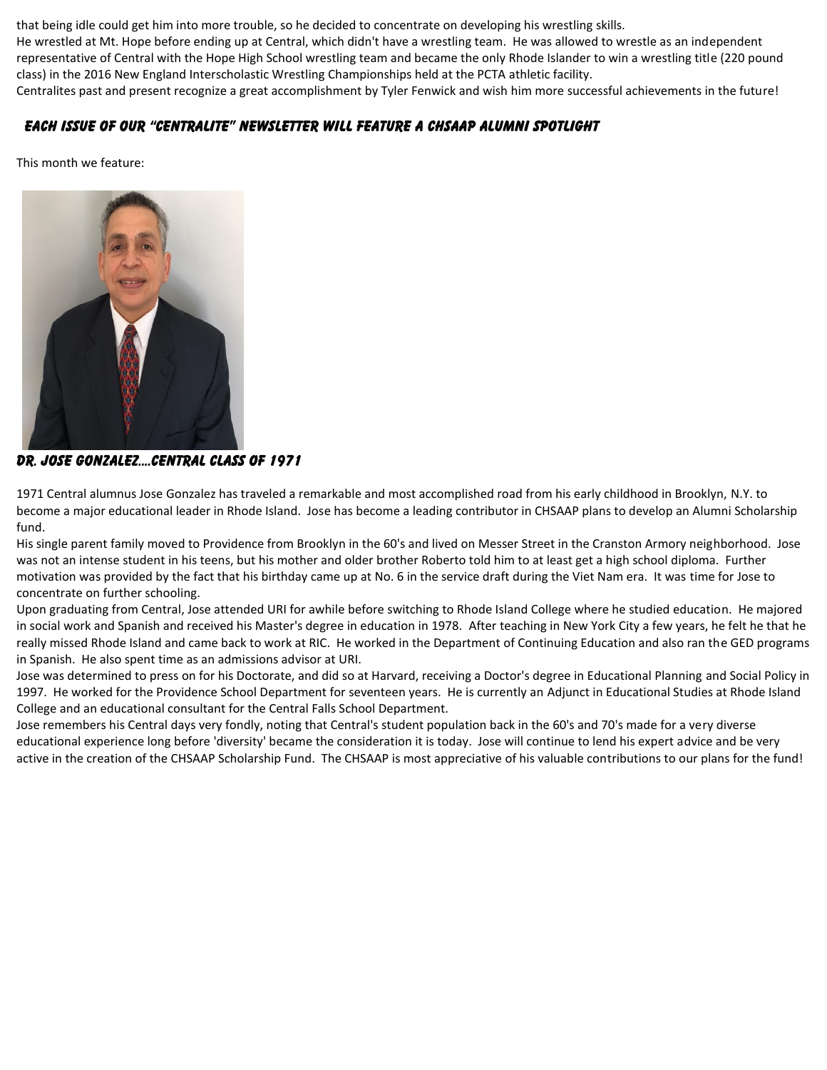that being idle could get him into more trouble, so he decided to concentrate on developing his wrestling skills.

He wrestled at Mt. Hope before ending up at Central, which didn't have a wrestling team. He was allowed to wrestle as an independent representative of Central with the Hope High School wrestling team and became the only Rhode Islander to win a wrestling title (220 pound class) in the 2016 New England Interscholastic Wrestling Championships held at the PCTA athletic facility.

Centralites past and present recognize a great accomplishment by Tyler Fenwick and wish him more successful achievements in the future!

## *EACH ISSUE OF OUR "CENTRALITE" NEWSLETTER WILL FEATURE A CHSAAP ALUMNI SPOTLIGHT*

This month we feature:

***DR. JOSE GONZALEZ....CENTRAL CLASS OF 1971***

1971 Central alumnus Jose Gonzalez has traveled a remarkable and most accomplished road from his early childhood in Brooklyn, N.Y. to become a major educational leader in Rhode Island. Jose has become a leading contributor in CHSAAP plans to develop an Alumni Scholarship fund.

His single parent family moved to Providence from Brooklyn in the 60's and lived on Messer Street in the Cranston Armory neighborhood. Jose was not an intense student in his teens, but his mother and older brother Roberto told him to at least get a high school diploma. Further motivation was provided by the fact that his birthday came up at No. 6 in the service draft during the Viet Nam era. It was time for Jose to concentrate on further schooling.

Upon graduating from Central, Jose attended URI for awhile before switching to Rhode Island College where he studied education. He majored in social work and Spanish and received his Master's degree in education in 1978. After teaching in New York City a few years, he felt he that he really missed Rhode Island and came back to work at RIC. He worked in the Department of Continuing Education and also ran the GED programs in Spanish. He also spent time as an admissions advisor at URI.

Jose was determined to press on for his Doctorate, and did so at Harvard, receiving a Doctor's degree in Educational Planning and Social Policy in 1997. He worked for the Providence School Department for seventeen years. He is currently an Adjunct in Educational Studies at Rhode Island College and an educational consultant for the Central Falls School Department.

Jose remembers his Central days very fondly, noting that Central's student population back in the 60's and 70's made for a very diverse educational experience long before 'diversity' became the consideration it is today. Jose will continue to lend his expert advice and be very active in the creation of the CHSAAP Scholarship Fund. The CHSAAP is most appreciative of his valuable contributions to our plans for the fund!